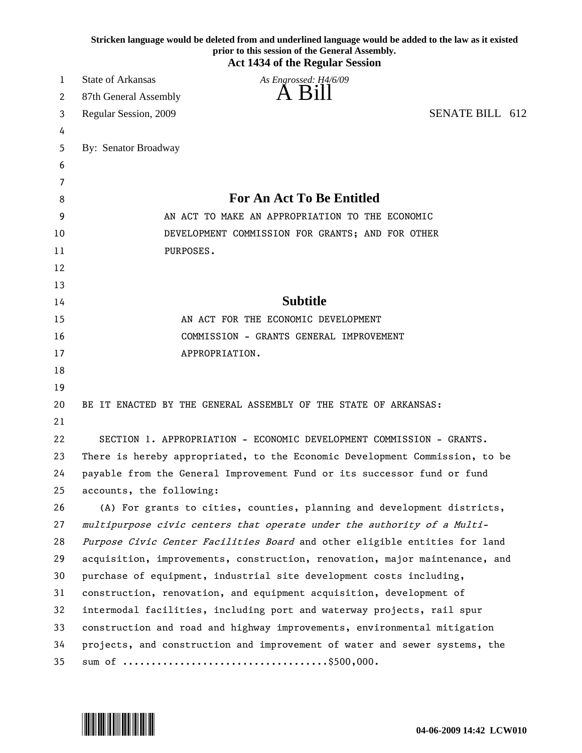Stricken language would be deleted from and underlined language would be added to the law as it existed prior to this session of the General Assembly.

**Act 1434 of the Regular Session**

State of Arkansas
87th General Assembly
Regular Session, 2009

*As Engrossed: H4/6/09*

# A Bill

SENATE BILL 612

By: Senator Broadway

## For An Act To Be Entitled

AN ACT TO MAKE AN APPROPRIATION TO THE ECONOMIC DEVELOPMENT COMMISSION FOR GRANTS; AND FOR OTHER PURPOSES.

## Subtitle

AN ACT FOR THE ECONOMIC DEVELOPMENT COMMISSION - GRANTS GENERAL IMPROVEMENT APPROPRIATION.

BE IT ENACTED BY THE GENERAL ASSEMBLY OF THE STATE OF ARKANSAS:

SECTION 1. APPROPRIATION - ECONOMIC DEVELOPMENT COMMISSION - GRANTS. There is hereby appropriated, to the Economic Development Commission, to be payable from the General Improvement Fund or its successor fund or fund accounts, the following:

(A) For grants to cities, counties, planning and development districts, *multipurpose civic centers that operate under the authority of a Multi-Purpose Civic Center Facilities Board* and other eligible entities for land acquisition, improvements, construction, renovation, major maintenance, and purchase of equipment, industrial site development costs including, construction, renovation, and equipment acquisition, development of intermodal facilities, including port and waterway projects, rail spur construction and road and highway improvements, environmental mitigation projects, and construction and improvement of water and sewer systems, the sum of ....................................$500,000.

04-06-2009 14:42 LCW010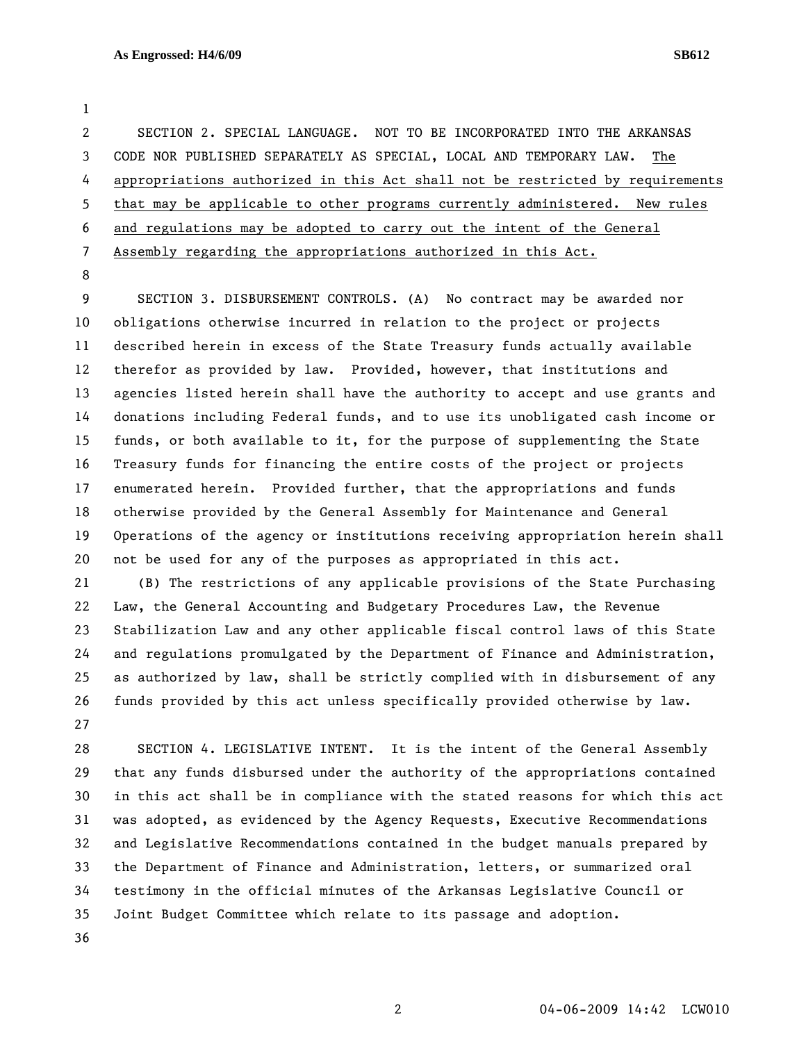SECTION 2. SPECIAL LANGUAGE. NOT TO BE INCORPORATED INTO THE ARKANSAS CODE NOR PUBLISHED SEPARATELY AS SPECIAL, LOCAL AND TEMPORARY LAW. The appropriations authorized in this Act shall not be restricted by requirements that may be applicable to other programs currently administered. New rules and regulations may be adopted to carry out the intent of the General Assembly regarding the appropriations authorized in this Act.

SECTION 3. DISBURSEMENT CONTROLS. (A) No contract may be awarded nor obligations otherwise incurred in relation to the project or projects described herein in excess of the State Treasury funds actually available therefor as provided by law. Provided, however, that institutions and agencies listed herein shall have the authority to accept and use grants and donations including Federal funds, and to use its unobligated cash income or funds, or both available to it, for the purpose of supplementing the State Treasury funds for financing the entire costs of the project or projects enumerated herein. Provided further, that the appropriations and funds otherwise provided by the General Assembly for Maintenance and General Operations of the agency or institutions receiving appropriation herein shall not be used for any of the purposes as appropriated in this act.

(B) The restrictions of any applicable provisions of the State Purchasing Law, the General Accounting and Budgetary Procedures Law, the Revenue Stabilization Law and any other applicable fiscal control laws of this State and regulations promulgated by the Department of Finance and Administration, as authorized by law, shall be strictly complied with in disbursement of any funds provided by this act unless specifically provided otherwise by law.

SECTION 4. LEGISLATIVE INTENT. It is the intent of the General Assembly that any funds disbursed under the authority of the appropriations contained in this act shall be in compliance with the stated reasons for which this act was adopted, as evidenced by the Agency Requests, Executive Recommendations and Legislative Recommendations contained in the budget manuals prepared by the Department of Finance and Administration, letters, or summarized oral testimony in the official minutes of the Arkansas Legislative Council or Joint Budget Committee which relate to its passage and adoption.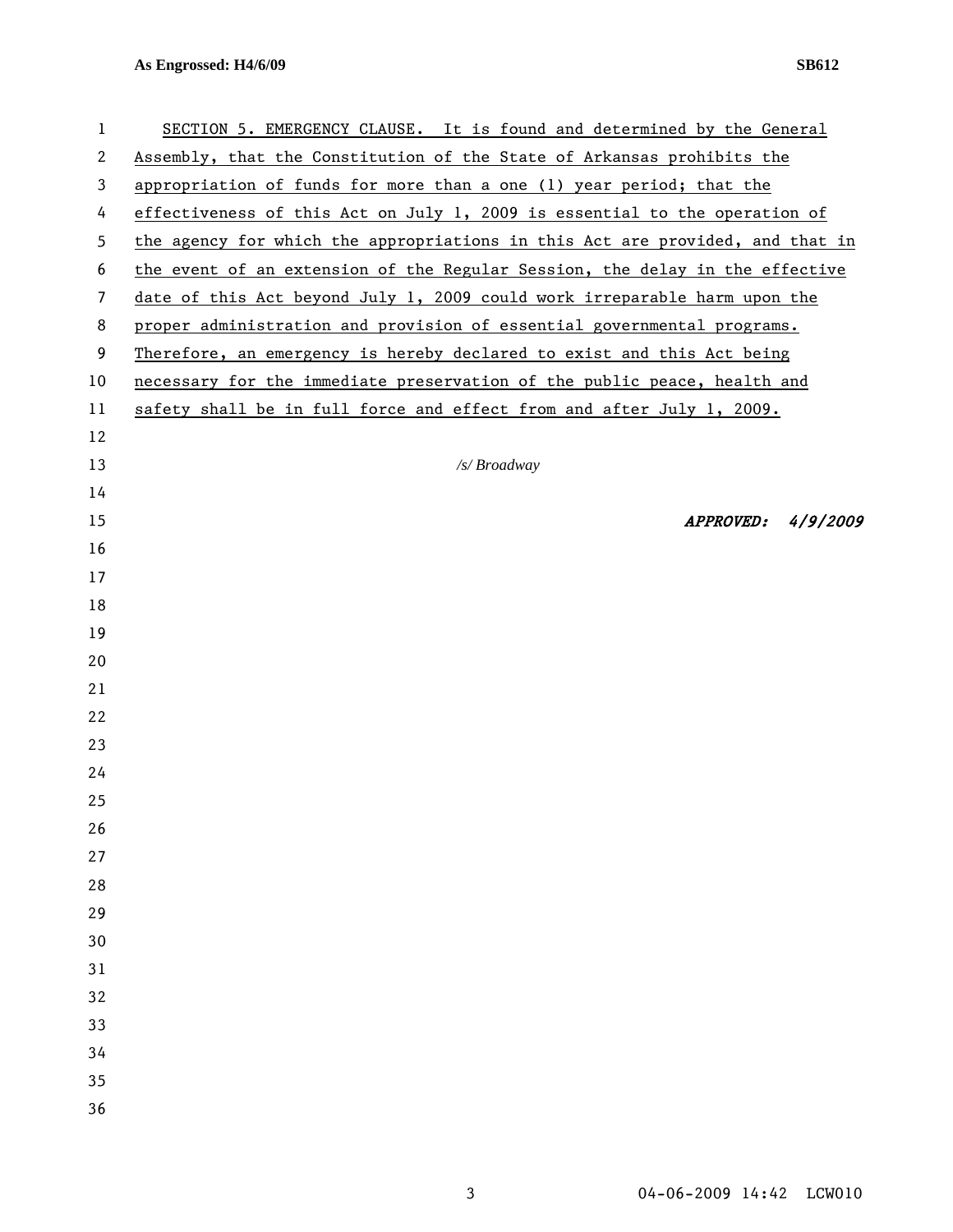SECTION 5. EMERGENCY CLAUSE. It is found and determined by the General Assembly, that the Constitution of the State of Arkansas prohibits the appropriation of funds for more than a one (1) year period; that the effectiveness of this Act on July 1, 2009 is essential to the operation of the agency for which the appropriations in this Act are provided, and that in the event of an extension of the Regular Session, the delay in the effective date of this Act beyond July 1, 2009 could work irreparable harm upon the proper administration and provision of essential governmental programs. Therefore, an emergency is hereby declared to exist and this Act being necessary for the immediate preservation of the public peace, health and safety shall be in full force and effect from and after July 1, 2009.

*/s/ Broadway*

***APPROVED: 4/9/2009***